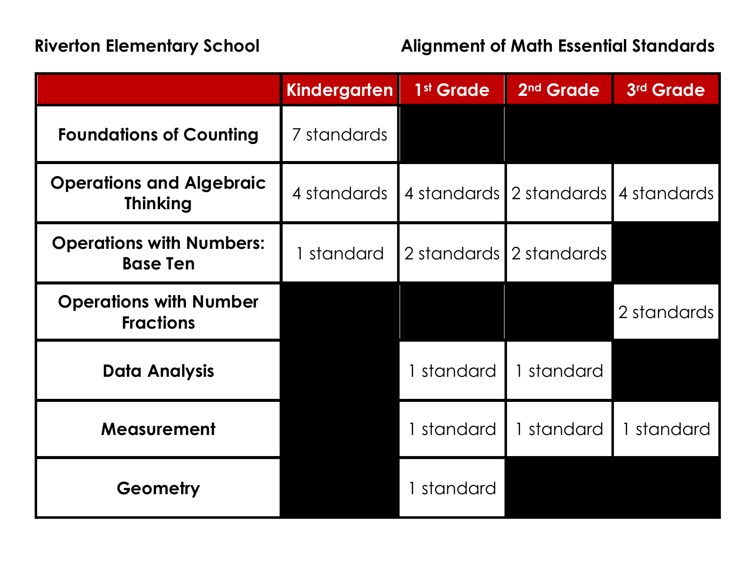**Riverton Elementary School** **Alignment of Math Essential Standards**

| | Kindergarten | 1st Grade | 2nd Grade | 3rd Grade |
|---|---|---|---|---|
| **Foundations of Counting** | 7 standards | | | |
| **Operations and Algebraic Thinking** | 4 standards | 4 standards | 2 standards | 4 standards |
| **Operations with Numbers: Base Ten** | 1 standard | 2 standards | 2 standards | |
| **Operations with Number Fractions** | | | | 2 standards |
| **Data Analysis** | | 1 standard | 1 standard | |
| **Measurement** | | 1 standard | 1 standard | 1 standard |
| **Geometry** | | 1 standard | | |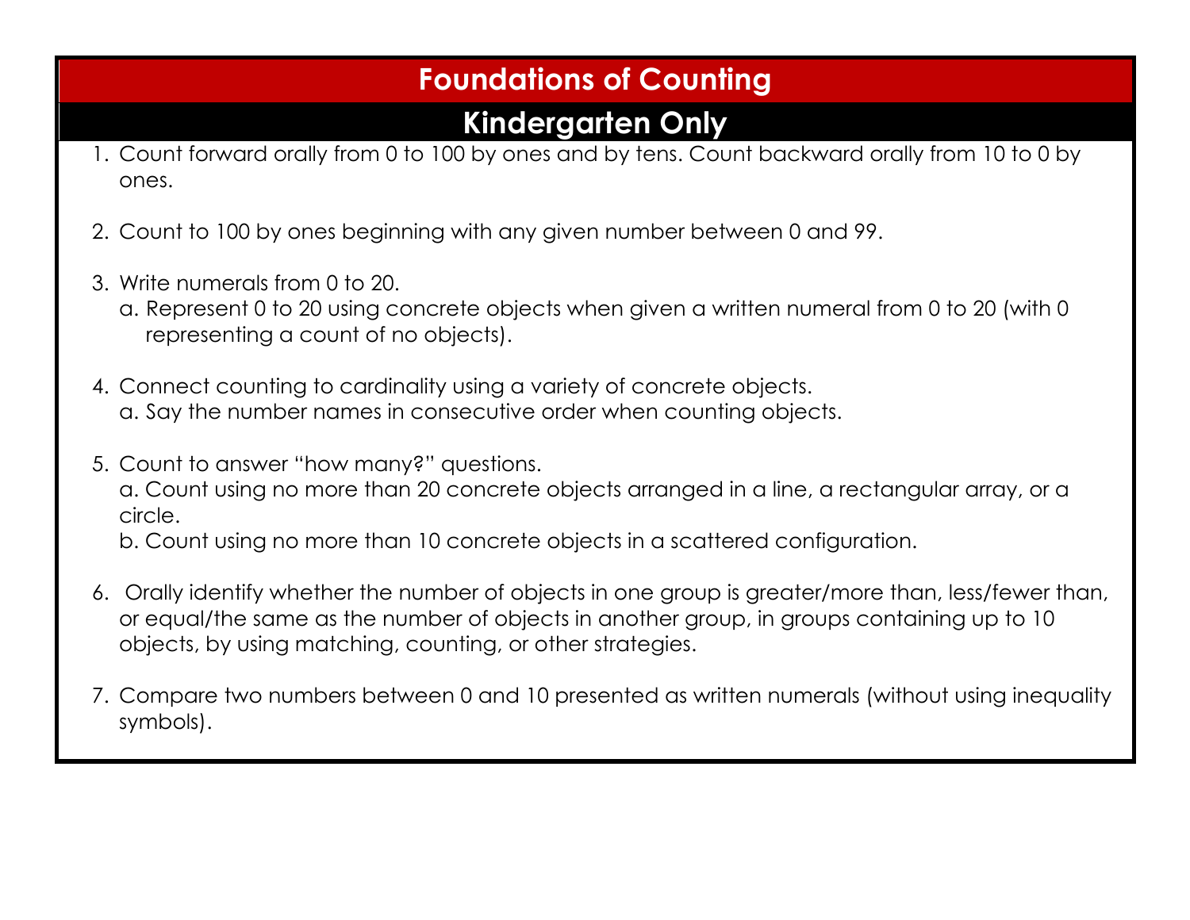# Foundations of Counting

## Kindergarten Only

1. Count forward orally from 0 to 100 by ones and by tens. Count backward orally from 10 to 0 by ones.

2. Count to 100 by ones beginning with any given number between 0 and 99.

3. Write numerals from 0 to 20.
   a. Represent 0 to 20 using concrete objects when given a written numeral from 0 to 20 (with 0 representing a count of no objects).

4. Connect counting to cardinality using a variety of concrete objects.
   a. Say the number names in consecutive order when counting objects.

5. Count to answer "how many?" questions.
   a. Count using no more than 20 concrete objects arranged in a line, a rectangular array, or a circle.
   b. Count using no more than 10 concrete objects in a scattered configuration.

6. Orally identify whether the number of objects in one group is greater/more than, less/fewer than, or equal/the same as the number of objects in another group, in groups containing up to 10 objects, by using matching, counting, or other strategies.

7. Compare two numbers between 0 and 10 presented as written numerals (without using inequality symbols).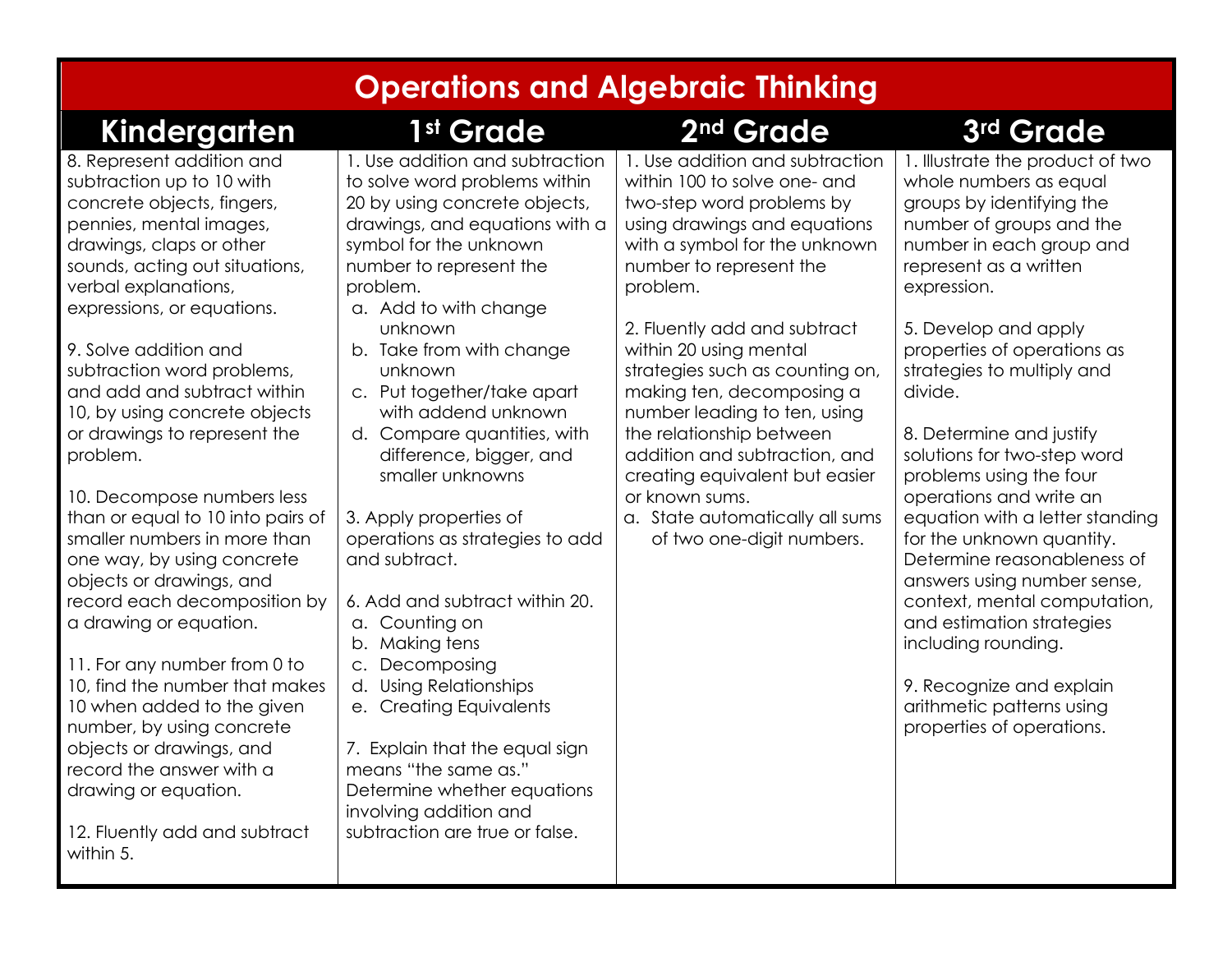# Operations and Algebraic Thinking

| Kindergarten | 1st Grade | 2nd Grade | 3rd Grade |
|---|---|---|---|
| 8. Represent addition and subtraction up to 10 with concrete objects, fingers, pennies, mental images, drawings, claps or other sounds, acting out situations, verbal explanations, expressions, or equations.<br><br>9. Solve addition and subtraction word problems, and add and subtract within 10, by using concrete objects or drawings to represent the problem.<br><br>10. Decompose numbers less than or equal to 10 into pairs of smaller numbers in more than one way, by using concrete objects or drawings, and record each decomposition by a drawing or equation.<br><br>11. For any number from 0 to 10, find the number that makes 10 when added to the given number, by using concrete objects or drawings, and record the answer with a drawing or equation.<br><br>12. Fluently add and subtract within 5. | 1. Use addition and subtraction to solve word problems within 20 by using concrete objects, drawings, and equations with a symbol for the unknown number to represent the problem.<br>a. Add to with change unknown<br>b. Take from with change unknown<br>c. Put together/take apart with addend unknown<br>d. Compare quantities, with difference, bigger, and smaller unknowns<br><br>3. Apply properties of operations as strategies to add and subtract.<br><br>6. Add and subtract within 20.<br>a. Counting on<br>b. Making tens<br>c. Decomposing<br>d. Using Relationships<br>e. Creating Equivalents<br><br>7. Explain that the equal sign means "the same as." Determine whether equations involving addition and subtraction are true or false. | 1. Use addition and subtraction within 100 to solve one- and two-step word problems by using drawings and equations with a symbol for the unknown number to represent the problem.<br><br>2. Fluently add and subtract within 20 using mental strategies such as counting on, making ten, decomposing a number leading to ten, using the relationship between addition and subtraction, and creating equivalent but easier or known sums.<br>a. State automatically all sums of two one-digit numbers. | 1. Illustrate the product of two whole numbers as equal groups by identifying the number of groups and the number in each group and represent as a written expression.<br><br>5. Develop and apply properties of operations as strategies to multiply and divide.<br><br>8. Determine and justify solutions for two-step word problems using the four operations and write an equation with a letter standing for the unknown quantity. Determine reasonableness of answers using number sense, context, mental computation, and estimation strategies including rounding.<br><br>9. Recognize and explain arithmetic patterns using properties of operations. |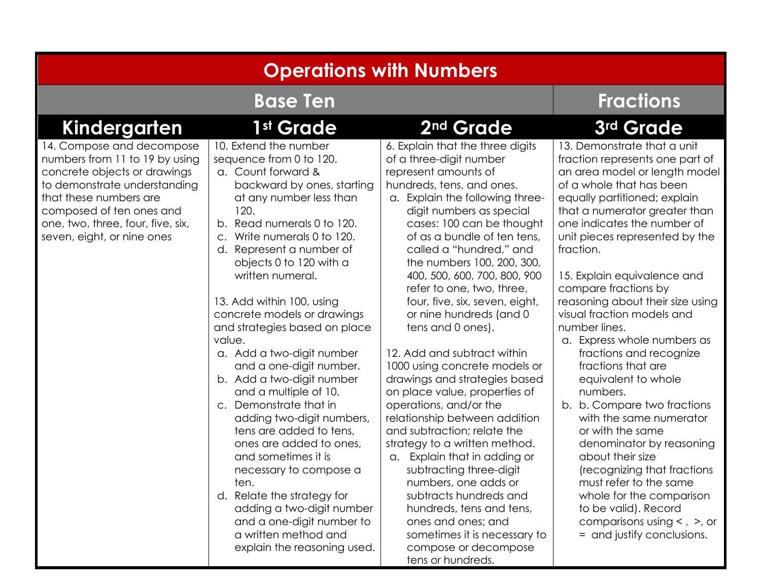# Operations with Numbers

| Base Ten | | | Fractions |
|---|---|---|---|
| **Kindergarten** | **1st Grade** | **2nd Grade** | **3rd Grade** |
| 14. Compose and decompose numbers from 11 to 19 by using concrete objects or drawings to demonstrate understanding that these numbers are composed of ten ones and one, two, three, four, five, six, seven, eight, or nine ones | 10. Extend the number sequence from 0 to 120. <br> a. Count forward & backward by ones, starting at any number less than 120. <br> b. Read numerals 0 to 120. <br> c. Write numerals 0 to 120. <br> d. Represent a number of objects 0 to 120 with a written numeral. <br><br> 13. Add within 100, using concrete models or drawings and strategies based on place value. <br> a. Add a two-digit number and a one-digit number. <br> b. Add a two-digit number and a multiple of 10. <br> c. Demonstrate that in adding two-digit numbers, tens are added to tens, ones are added to ones, and sometimes it is necessary to compose a ten. <br> d. Relate the strategy for adding a two-digit number and a one-digit number to a written method and explain the reasoning used. | 6. Explain that the three digits of a three-digit number represent amounts of hundreds, tens, and ones. <br> a. Explain the following three-digit numbers as special cases: 100 can be thought of as a bundle of ten tens, called a "hundred," and the numbers 100, 200, 300, 400, 500, 600, 700, 800, 900 refer to one, two, three, four, five, six, seven, eight, or nine hundreds (and 0 tens and 0 ones). <br><br> 12. Add and subtract within 1000 using concrete models or drawings and strategies based on place value, properties of operations, and/or the relationship between addition and subtraction; relate the strategy to a written method. <br> a. Explain that in adding or subtracting three-digit numbers, one adds or subtracts hundreds and hundreds, tens and tens, ones and ones; and sometimes it is necessary to compose or decompose tens or hundreds. | 13. Demonstrate that a unit fraction represents one part of an area model or length model of a whole that has been equally partitioned; explain that a numerator greater than one indicates the number of unit pieces represented by the fraction. <br><br> 15. Explain equivalence and compare fractions by reasoning about their size using visual fraction models and number lines. <br> a. Express whole numbers as fractions and recognize fractions that are equivalent to whole numbers. <br> b. b. Compare two fractions with the same numerator or with the same denominator by reasoning about their size (recognizing that fractions must refer to the same whole for the comparison to be valid). Record comparisons using <, >, or = and justify conclusions. |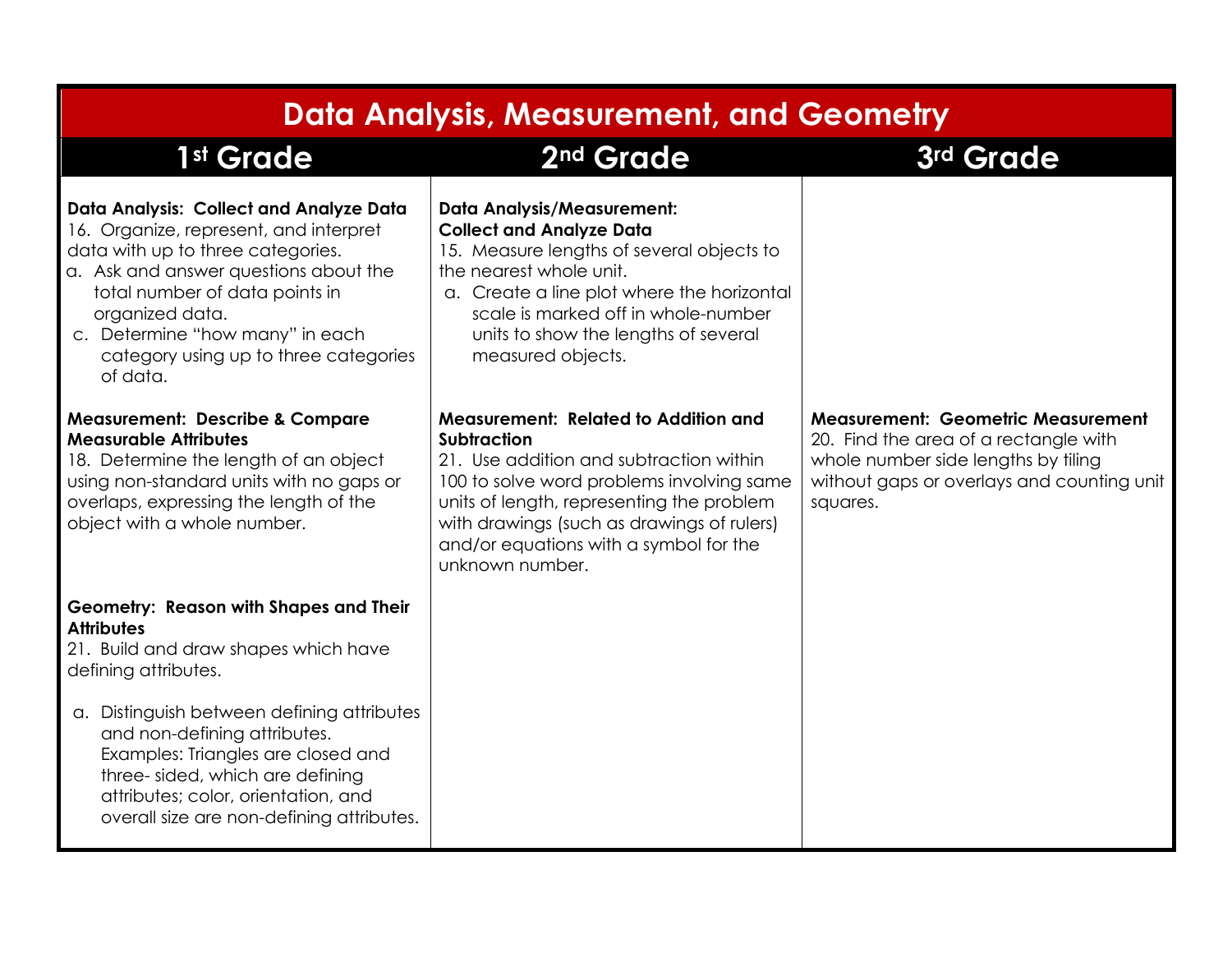# Data Analysis, Measurement, and Geometry

| 1st Grade | 2nd Grade | 3rd Grade |
|---|---|---|
| **Data Analysis: Collect and Analyze Data**<br>16. Organize, represent, and interpret data with up to three categories.<br>a. Ask and answer questions about the total number of data points in organized data.<br>c. Determine "how many" in each category using up to three categories of data. | **Data Analysis/Measurement: Collect and Analyze Data**<br>15. Measure lengths of several objects to the nearest whole unit.<br>a. Create a line plot where the horizontal scale is marked off in whole-number units to show the lengths of several measured objects. | |
| **Measurement: Describe & Compare Measurable Attributes**<br>18. Determine the length of an object using non-standard units with no gaps or overlaps, expressing the length of the object with a whole number. | **Measurement: Related to Addition and Subtraction**<br>21. Use addition and subtraction within 100 to solve word problems involving same units of length, representing the problem with drawings (such as drawings of rulers) and/or equations with a symbol for the unknown number. | **Measurement: Geometric Measurement**<br>20. Find the area of a rectangle with whole number side lengths by tiling without gaps or overlays and counting unit squares. |
| **Geometry: Reason with Shapes and Their Attributes**<br>21. Build and draw shapes which have defining attributes.<br>a. Distinguish between defining attributes and non-defining attributes. Examples: Triangles are closed and three- sided, which are defining attributes; color, orientation, and overall size are non-defining attributes. | | |